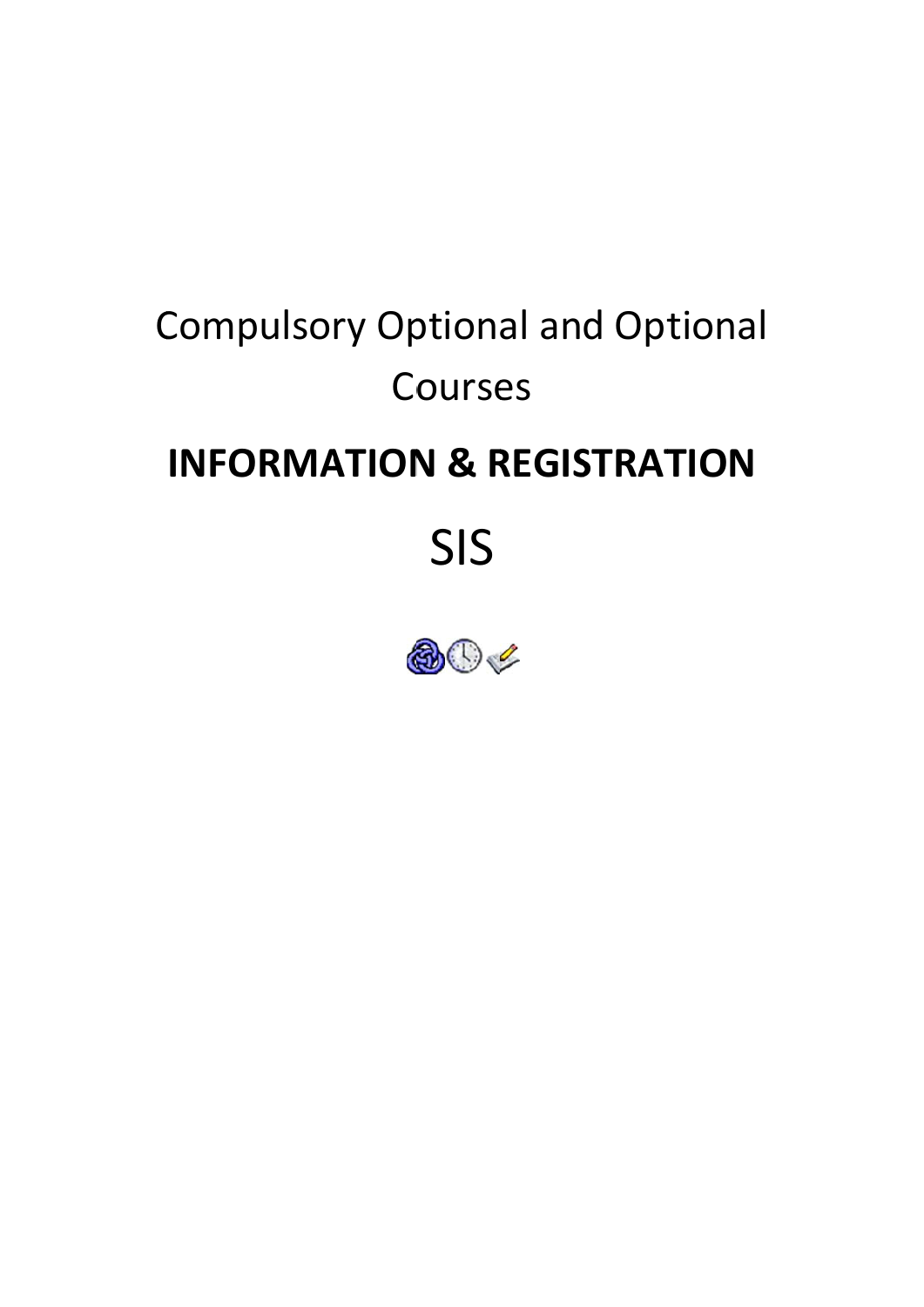Compulsory Optional and Optional Courses

# INFORMATION & REGISTRATION

SIS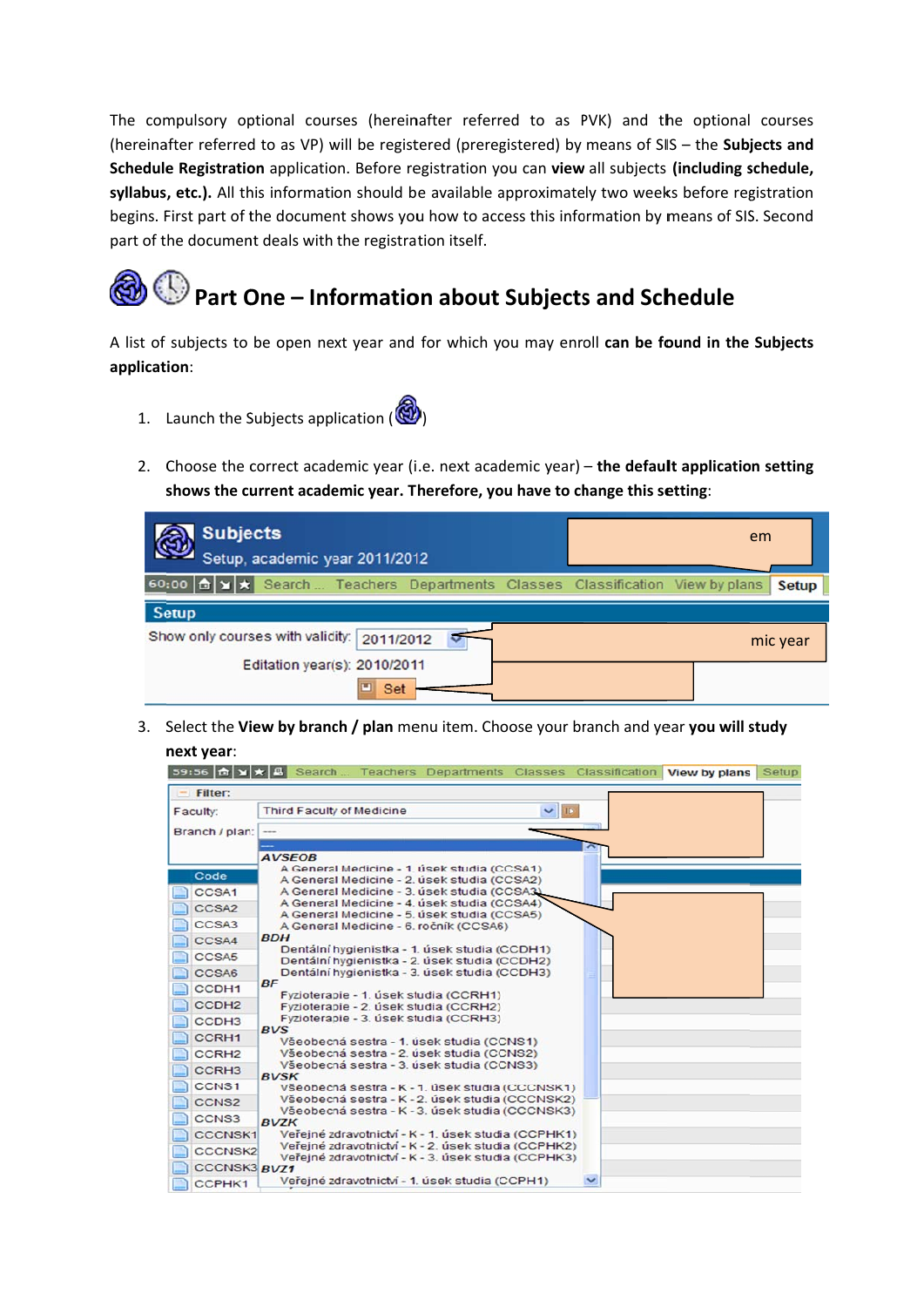The compulsory optional courses (hereinafter referred to as PVK) and the optional courses (hereinafter referred to as VP) will be registered (preregistered) by means of SIS – the **Subjects and Schedule Registration** application. Before registration you can **view** all subjects **(including schedule, syllabus, etc.).** All this information should be available approximately two weeks before registration begins. First part of the document shows you how to access this information by means of SIS. Second part of the document deals with the registration itself.

## Part One – Information about Subjects and Schedule

A list of subjects to be open next year and for which you may enroll **can be found in the Subjects application**:

1. Launch the Subjects application ( )

2. Choose the correct academic year (i.e. next academic year) – **the default application setting shows the current academic year. Therefore, you have to change this setting**:

3. Select the **View by branch / plan** menu item. Choose your branch and year **you will study next year**: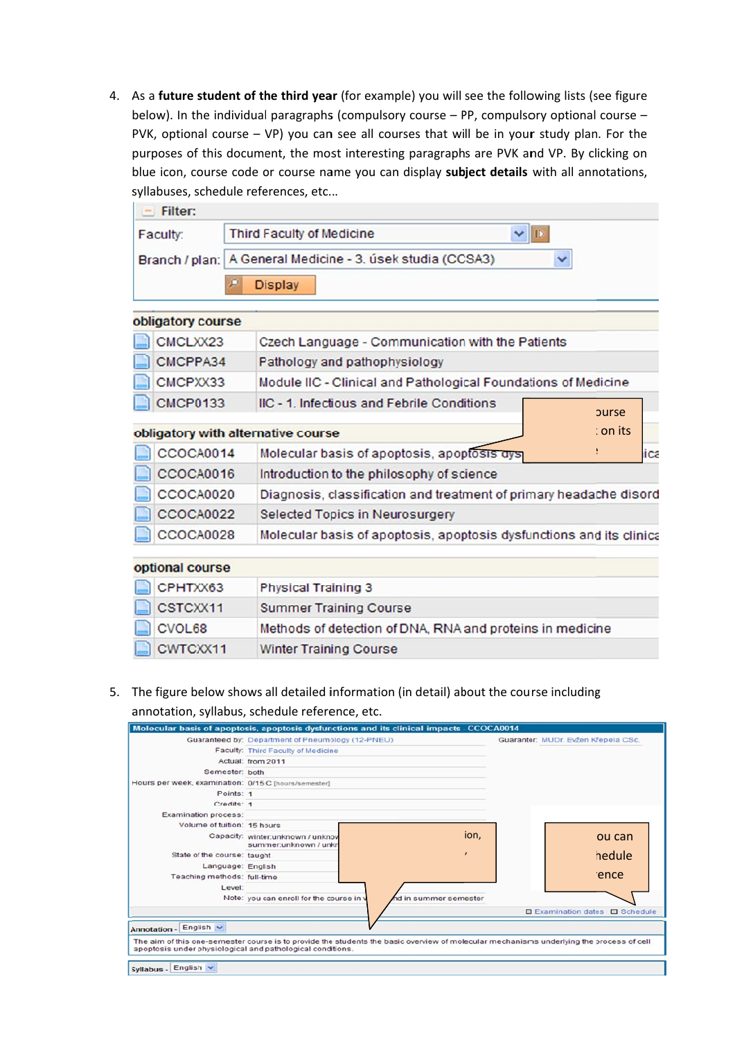4. As a **future student of the third year** (for example) you will see the following lists (see figure below). In the individual paragraphs (compulsory course – PP, compulsory optional course – PVK, optional course – VP) you can see all courses that will be in your study plan. For the purposes of this document, the most interesting paragraphs are PVK and VP. By clicking on blue icon, course code or course name you can display **subject details** with all annotations, syllabuses, schedule references, etc...

Filter:

Faculty: Third Faculty of Medicine

Branch / plan: A General Medicine - 3. úsek studia (CCSA3)

Display

| obligatory course | |
|---|---|
| CMCLXX23 | Czech Language - Communication with the Patients |
| CMCPPA34 | Pathology and pathophysiology |
| CMCPXX33 | Module IIC - Clinical and Pathological Foundations of Medicine |
| CMCP0133 | IIC - 1. Infectious and Febrile Conditions |

| obligatory with alternative course | |
|---|---|
| CCOCA0014 | Molecular basis of apoptosis, apoptosis dys... |
| CCOCA0016 | Introduction to the philosophy of science |
| CCOCA0020 | Diagnosis, classification and treatment of primary headache disord |
| CCOCA0022 | Selected Topics in Neurosurgery |
| CCOCA0028 | Molecular basis of apoptosis, apoptosis dysfunctions and its clinica |

| optional course | |
|---|---|
| CPHTXX63 | Physical Training 3 |
| CSTCXX11 | Summer Training Course |
| CVOL68 | Methods of detection of DNA, RNA and proteins in medicine |
| CWTCXX11 | Winter Training Course |

5. The figure below shows all detailed information (in detail) about the course including annotation, syllabus, schedule reference, etc.

**Molecular basis of apoptosis, apoptosis dysfunctions and its clinical impacts - CCOCA0014**

| | | |
|---|---|---|
| Guaranteed by: | Department of Pneumology (12-PNEU) | Guarantor: MUDr. Evžen Křepela CSc. |
| Faculty: | Third Faculty of Medicine | |
| Actual: | from 2011 | |
| Semester: | both | |
| Hours per week, examination: | 0/15 C [hours/semester] | |
| Points: | 1 | |
| Credits: | 1 | |
| Examination process: | | |
| Volume of tuition: | 15 hours | |
| Capacity: | winter:unknown / unknown; summer:unknown / unknown | |
| State of the course: | taught | |
| Language: | English | |
| Teaching methods: | full-time | |
| Level: | | |
| Note: | you can enroll for the course in winter and in summer semester | |

Examination dates | Schedule

Annotation - English

The aim of this one-semester course is to provide the students the basic overview of molecular mechanisms underlying the process of cell apoptosis under physiological and pathological conditions.

Syllabus - English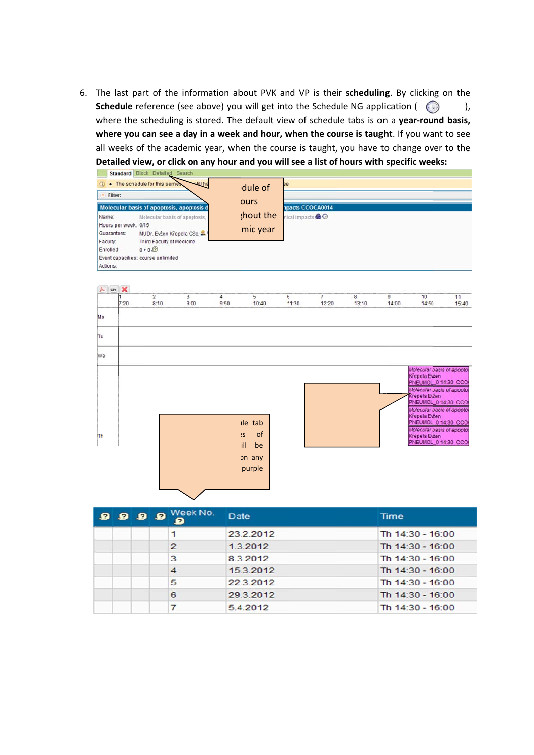6. The last part of the information about PVK and VP is their **scheduling**. By clicking on the **Schedule** reference (see above) you will get into the Schedule NG application ( ), where the scheduling is stored. The default view of schedule tabs is on a **year-round basis, where you can see a day in a week and hour, when the course is taught**. If you want to see all weeks of the academic year, when the course is taught, you have to change over to the **Detailed view, or click on any hour and you will see a list of hours with specific weeks:**

| | | | | Week No. | Date | Time |
|---|---|---|---|---|---|---|
| | | | | 1 | 23.2.2012 | Th 14:30 - 16:00 |
| | | | | 2 | 1.3.2012 | Th 14:30 - 16:00 |
| | | | | 3 | 8.3.2012 | Th 14:30 - 16:00 |
| | | | | 4 | 15.3.2012 | Th 14:30 - 16:00 |
| | | | | 5 | 22.3.2012 | Th 14:30 - 16:00 |
| | | | | 6 | 29.3.2012 | Th 14:30 - 16:00 |
| | | | | 7 | 5.4.2012 | Th 14:30 - 16:00 |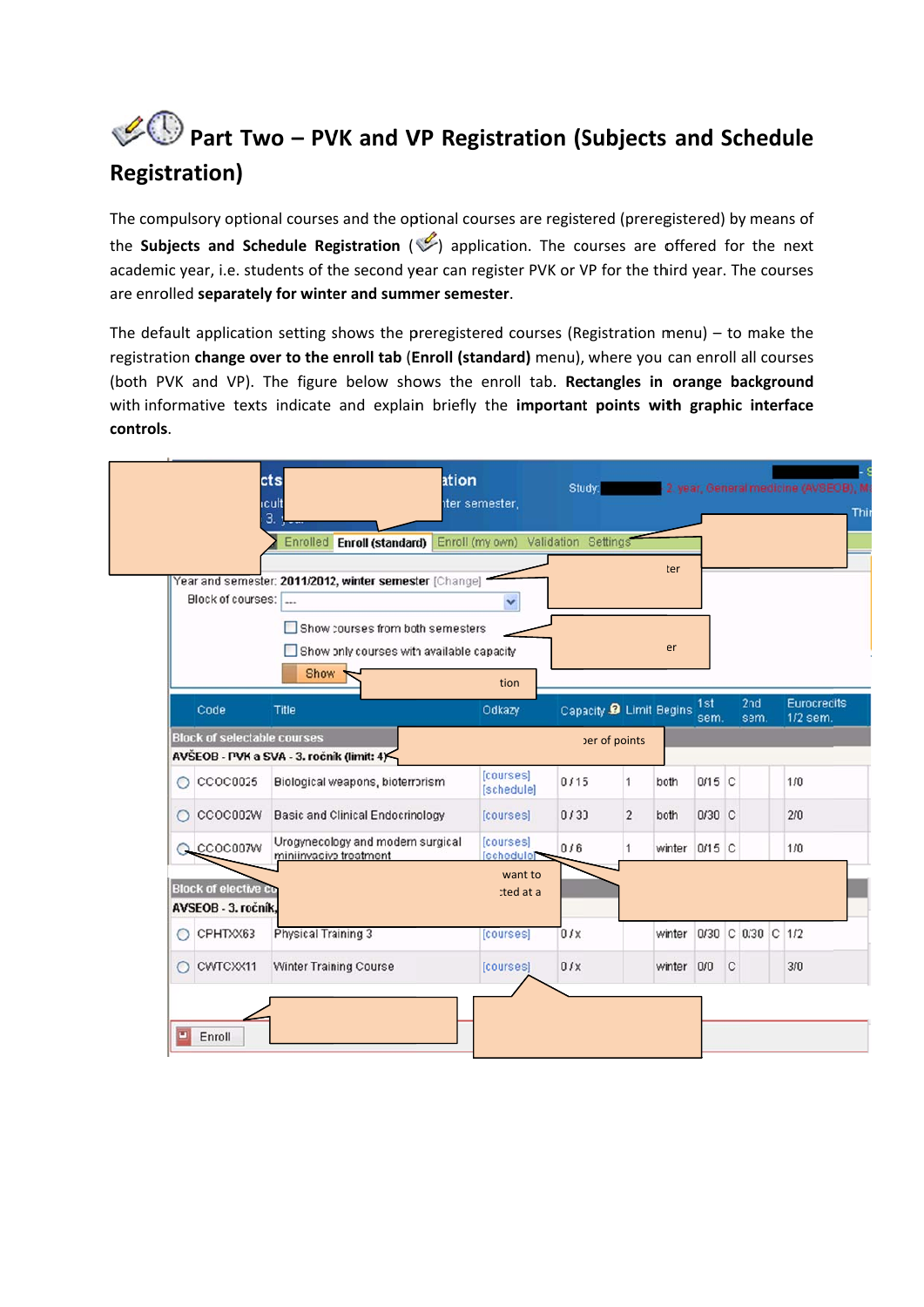## Part Two – PVK and VP Registration (Subjects and Schedule Registration)

The compulsory optional courses and the optional courses are registered (preregistered) by means of the **Subjects and Schedule Registration** ( ) application. The courses are offered for the next academic year, i.e. students of the second year can register PVK or VP for the third year. The courses are enrolled **separately for winter and summer semester**.

The default application setting shows the preregistered courses (Registration menu) – to make the registration **change over to the enroll tab** (**Enroll (standard)** menu), where you can enroll all courses (both PVK and VP). The figure below shows the enroll tab. **Rectangles in orange background** with informative texts indicate and explain briefly the **important points with graphic interface controls**.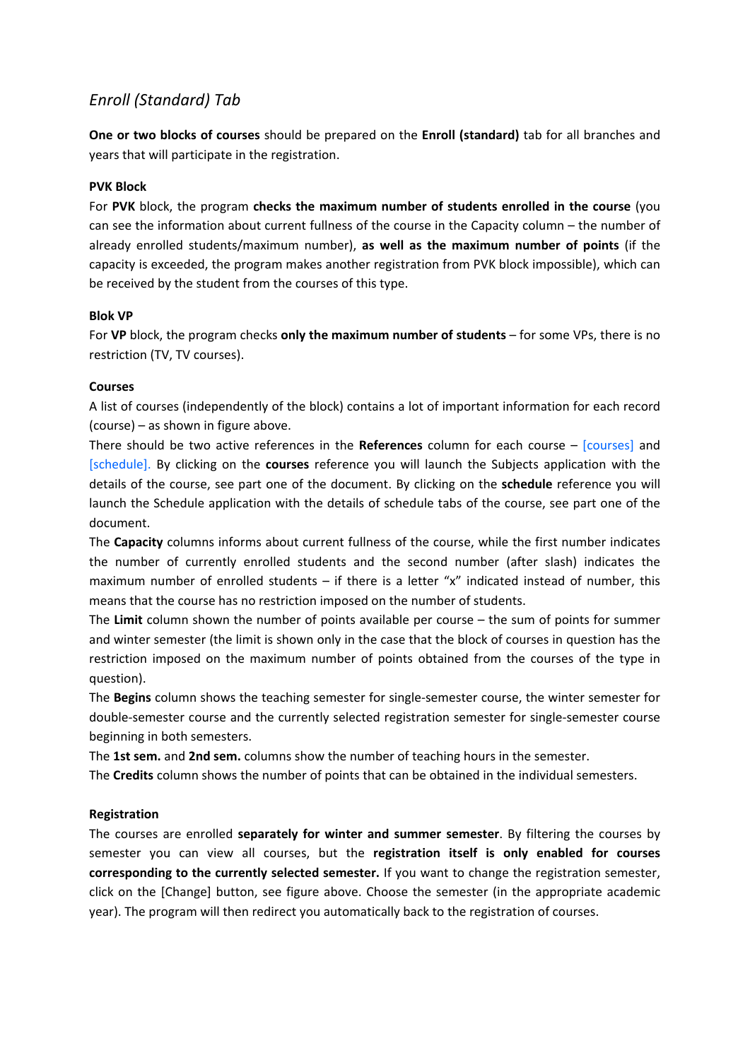## *Enroll (Standard) Tab*

**One or two blocks of courses** should be prepared on the **Enroll (standard)** tab for all branches and years that will participate in the registration.

### PVK Block

For **PVK** block, the program **checks the maximum number of students enrolled in the course** (you can see the information about current fullness of the course in the Capacity column – the number of already enrolled students/maximum number), **as well as the maximum number of points** (if the capacity is exceeded, the program makes another registration from PVK block impossible), which can be received by the student from the courses of this type.

### Blok VP

For **VP** block, the program checks **only the maximum number of students** – for some VPs, there is no restriction (TV, TV courses).

### Courses

A list of courses (independently of the block) contains a lot of important information for each record (course) – as shown in figure above.

There should be two active references in the **References** column for each course – [courses] and [schedule]. By clicking on the **courses** reference you will launch the Subjects application with the details of the course, see part one of the document. By clicking on the **schedule** reference you will launch the Schedule application with the details of schedule tabs of the course, see part one of the document.

The **Capacity** columns informs about current fullness of the course, while the first number indicates the number of currently enrolled students and the second number (after slash) indicates the maximum number of enrolled students – if there is a letter "x" indicated instead of number, this means that the course has no restriction imposed on the number of students.

The **Limit** column shown the number of points available per course – the sum of points for summer and winter semester (the limit is shown only in the case that the block of courses in question has the restriction imposed on the maximum number of points obtained from the courses of the type in question).

The **Begins** column shows the teaching semester for single-semester course, the winter semester for double-semester course and the currently selected registration semester for single-semester course beginning in both semesters.

The **1st sem.** and **2nd sem.** columns show the number of teaching hours in the semester.

The **Credits** column shows the number of points that can be obtained in the individual semesters.

### Registration

The courses are enrolled **separately for winter and summer semester**. By filtering the courses by semester you can view all courses, but the **registration itself is only enabled for courses corresponding to the currently selected semester.** If you want to change the registration semester, click on the [Change] button, see figure above. Choose the semester (in the appropriate academic year). The program will then redirect you automatically back to the registration of courses.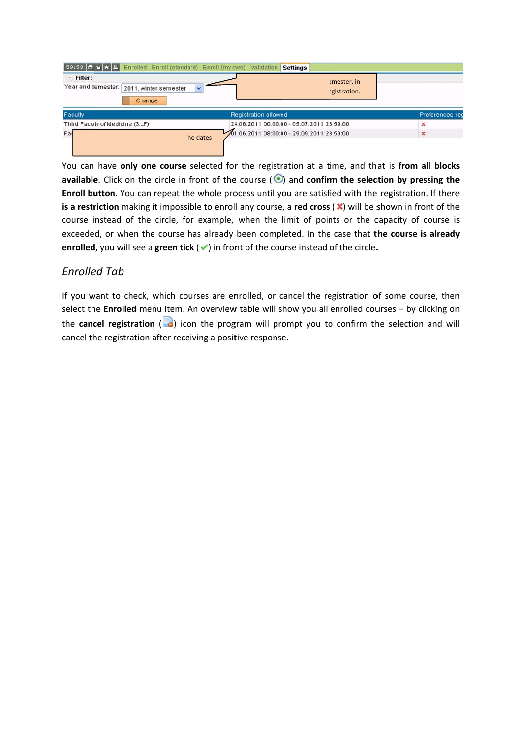You can have **only one course** selected for the registration at a time, and that is **from all blocks available**. Click on the circle in front of the course ( ) and **confirm the selection by pressing the Enroll button**. You can repeat the whole process until you are satisfied with the registration. If there **is a restriction** making it impossible to enroll any course, a **red cross** ( ) will be shown in front of the course instead of the circle, for example, when the limit of points or the capacity of course is exceeded, or when the course has already been completed. In the case that **the course is already enrolled**, you will see a **green tick** ( ) in front of the course instead of the circle.

## *Enrolled Tab*

If you want to check, which courses are enrolled, or cancel the registration of some course, then select the **Enrolled** menu item. An overview table will show you all enrolled courses – by clicking on the **cancel registration** ( ) icon the program will prompt you to confirm the selection and will cancel the registration after receiving a positive response.